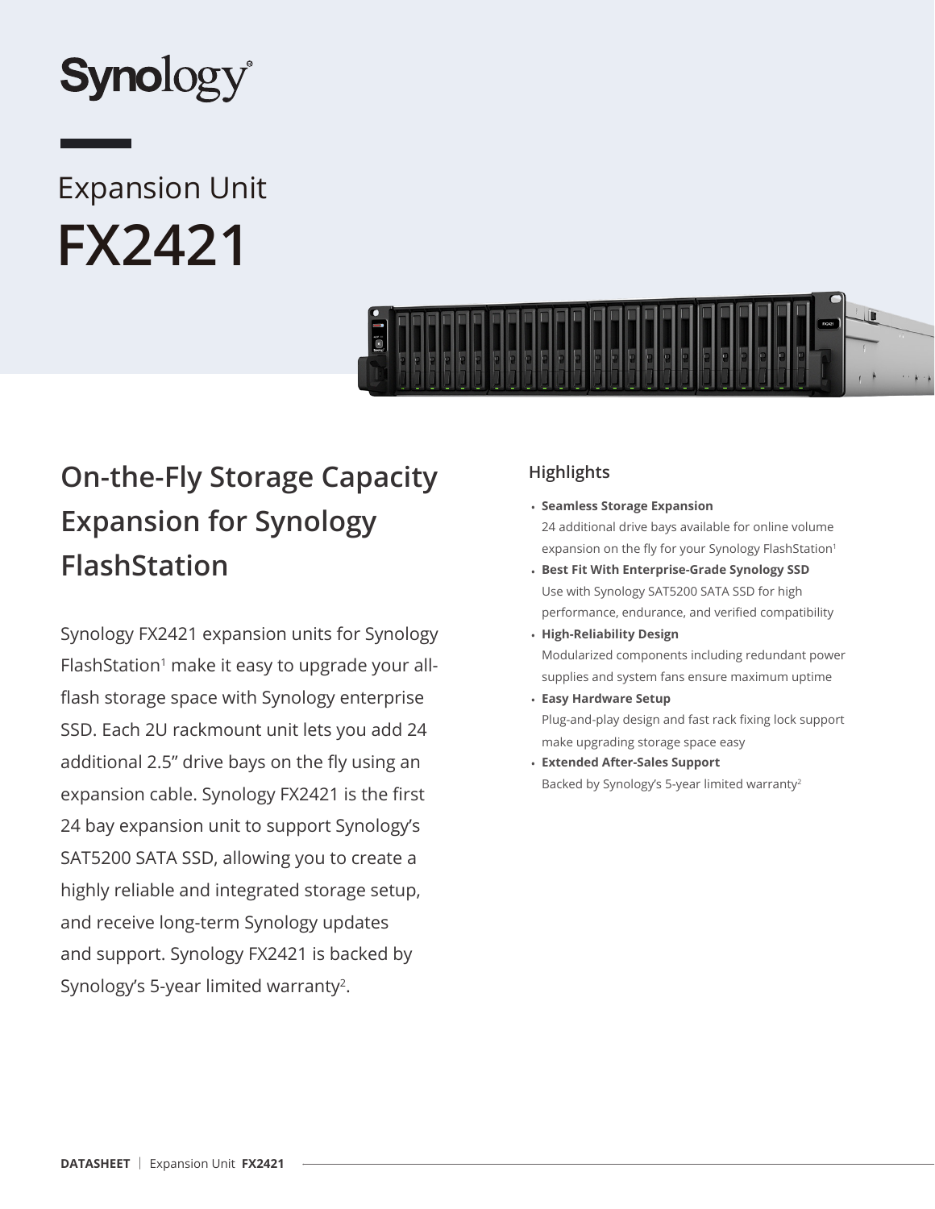Synology

Expansion Unit

# FX2421

## On-the-Fly Storage Capacity Expansion for Synology FlashStation

Synology FX2421 expansion units for Synology FlashStation[1] make it easy to upgrade your all-flash storage space with Synology enterprise SSD. Each 2U rackmount unit lets you add 24 additional 2.5" drive bays on the fly using an expansion cable. Synology FX2421 is the first 24 bay expansion unit to support Synology's SAT5200 SATA SSD, allowing you to create a highly reliable and integrated storage setup, and receive long-term Synology updates and support. Synology FX2421 is backed by Synology's 5-year limited warranty[2].

### Highlights

- **Seamless Storage Expansion**
  24 additional drive bays available for online volume expansion on the fly for your Synology FlashStation[1]
- **Best Fit With Enterprise-Grade Synology SSD**
  Use with Synology SAT5200 SATA SSD for high performance, endurance, and verified compatibility
- **High-Reliability Design**
  Modularized components including redundant power supplies and system fans ensure maximum uptime
- **Easy Hardware Setup**
  Plug-and-play design and fast rack fixing lock support make upgrading storage space easy
- **Extended After-Sales Support**
  Backed by Synology's 5-year limited warranty[2]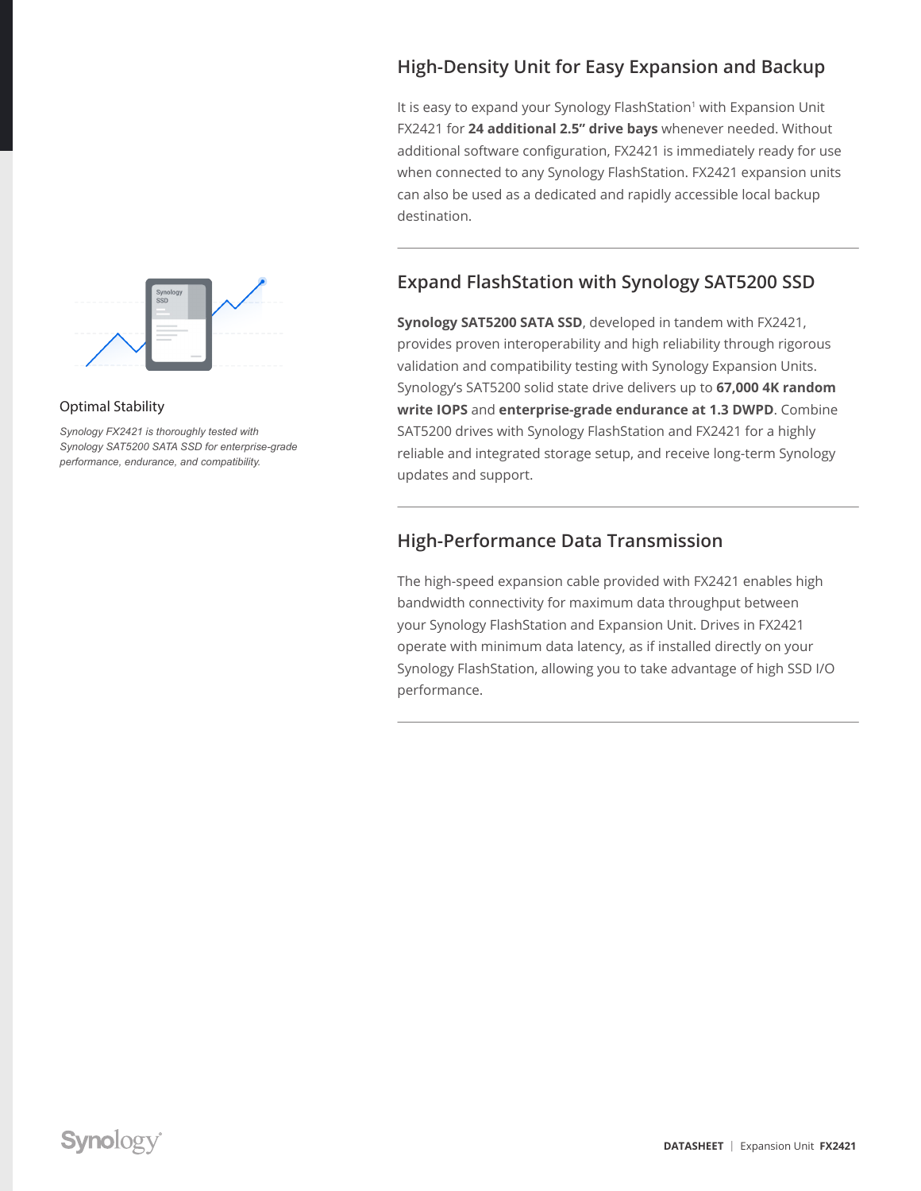## High-Density Unit for Easy Expansion and Backup

It is easy to expand your Synology FlashStation[1] with Expansion Unit FX2421 for **24 additional 2.5" drive bays** whenever needed. Without additional software configuration, FX2421 is immediately ready for use when connected to any Synology FlashStation. FX2421 expansion units can also be used as a dedicated and rapidly accessible local backup destination.

## Expand FlashStation with Synology SAT5200 SSD

**Synology SAT5200 SATA SSD**, developed in tandem with FX2421, provides proven interoperability and high reliability through rigorous validation and compatibility testing with Synology Expansion Units. Synology's SAT5200 solid state drive delivers up to **67,000 4K random write IOPS** and **enterprise-grade endurance at 1.3 DWPD**. Combine SAT5200 drives with Synology FlashStation and FX2421 for a highly reliable and integrated storage setup, and receive long-term Synology updates and support.

### Optimal Stability

*Synology FX2421 is thoroughly tested with Synology SAT5200 SATA SSD for enterprise-grade performance, endurance, and compatibility.*

## High-Performance Data Transmission

The high-speed expansion cable provided with FX2421 enables high bandwidth connectivity for maximum data throughput between your Synology FlashStation and Expansion Unit. Drives in FX2421 operate with minimum data latency, as if installed directly on your Synology FlashStation, allowing you to take advantage of high SSD I/O performance.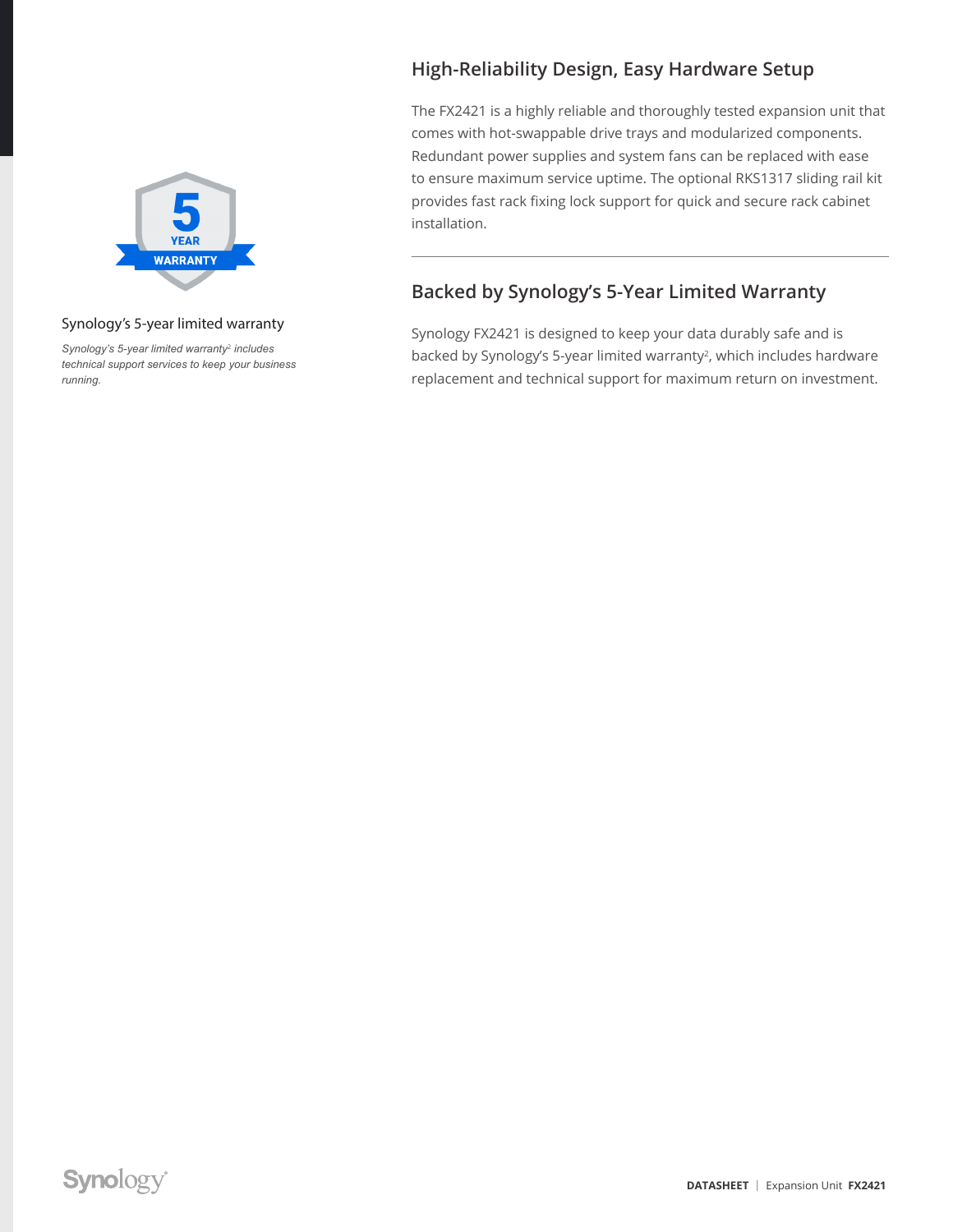## High-Reliability Design, Easy Hardware Setup

The FX2421 is a highly reliable and thoroughly tested expansion unit that comes with hot-swappable drive trays and modularized components. Redundant power supplies and system fans can be replaced with ease to ensure maximum service uptime. The optional RKS1317 sliding rail kit provides fast rack fixing lock support for quick and secure rack cabinet installation.

---

## Backed by Synology's 5-Year Limited Warranty

Synology FX2421 is designed to keep your data durably safe and is backed by Synology's 5-year limited warranty[2], which includes hardware replacement and technical support for maximum return on investment.

5 YEAR WARRANTY

Synology's 5-year limited warranty

*Synology's 5-year limited warranty[2] includes technical support services to keep your business running.*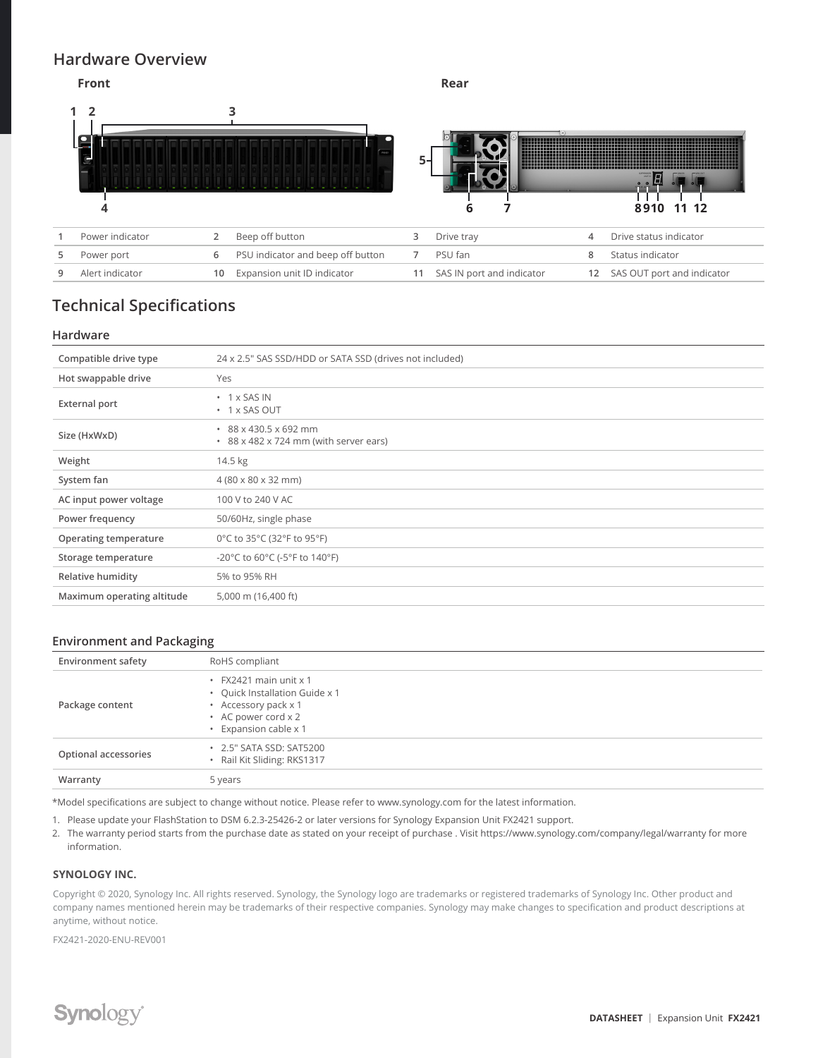## Hardware Overview

**Front**

**Rear**

1
2
3
4
5
6
7
8 9 10
11
12

| | | | | | | | |
|---|---|---|---|---|---|---|---|
| 1 | Power indicator | 2 | Beep off button | 3 | Drive tray | 4 | Drive status indicator |
| 5 | Power port | 6 | PSU indicator and beep off button | 7 | PSU fan | 8 | Status indicator |
| 9 | Alert indicator | 10 | Expansion unit ID indicator | 11 | SAS IN port and indicator | 12 | SAS OUT port and indicator |

## Technical Specifications

### Hardware

| | |
|---|---|
| Compatible drive type | 24 x 2.5" SAS SSD/HDD or SATA SSD (drives not included) |
| Hot swappable drive | Yes |
| External port | • 1 x SAS IN<br>• 1 x SAS OUT |
| Size (HxWxD) | • 88 x 430.5 x 692 mm<br>• 88 x 482 x 724 mm (with server ears) |
| Weight | 14.5 kg |
| System fan | 4 (80 x 80 x 32 mm) |
| AC input power voltage | 100 V to 240 V AC |
| Power frequency | 50/60Hz, single phase |
| Operating temperature | 0°C to 35°C (32°F to 95°F) |
| Storage temperature | -20°C to 60°C (-5°F to 140°F) |
| Relative humidity | 5% to 95% RH |
| Maximum operating altitude | 5,000 m (16,400 ft) |

### Environment and Packaging

| | |
|---|---|
| Environment safety | RoHS compliant |
| Package content | • FX2421 main unit x 1<br>• Quick Installation Guide x 1<br>• Accessory pack x 1<br>• AC power cord x 2<br>• Expansion cable x 1 |
| Optional accessories | • 2.5" SATA SSD: SAT5200<br>• Rail Kit Sliding: RKS1317 |
| Warranty | 5 years |

*Model specifications are subject to change without notice. Please refer to www.synology.com for the latest information.

1. Please update your FlashStation to DSM 6.2.3-25426-2 or later versions for Synology Expansion Unit FX2421 support.
2. The warranty period starts from the purchase date as stated on your receipt of purchase . Visit https://www.synology.com/company/legal/warranty for more information.

**SYNOLOGY INC.**

Copyright © 2020, Synology Inc. All rights reserved. Synology, the Synology logo are trademarks or registered trademarks of Synology Inc. Other product and company names mentioned herein may be trademarks of their respective companies. Synology may make changes to specification and product descriptions at anytime, without notice.

FX2421-2020-ENU-REV001